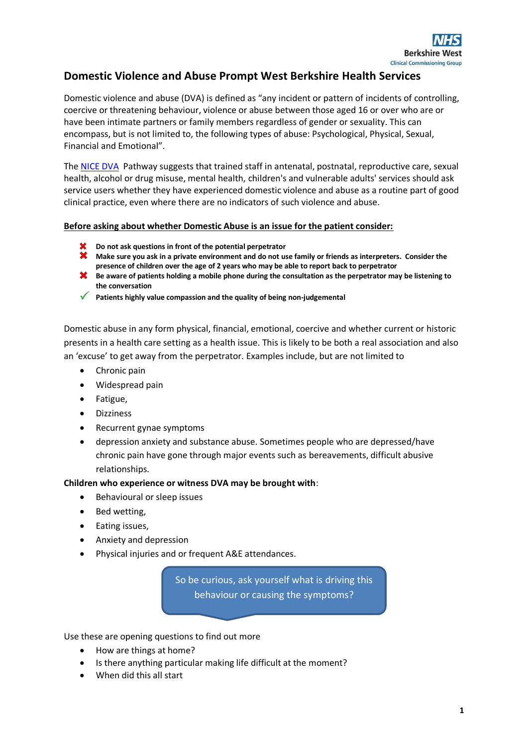# Domestic Violence and Abuse Prompt West Berkshire Health Services

Domestic violence and abuse (DVA) is defined as "any incident or pattern of incidents of controlling, coercive or threatening behaviour, violence or abuse between those aged 16 or over who are or have been intimate partners or family members regardless of gender or sexuality. This can encompass, but is not limited to, the following types of abuse: Psychological, Physical, Sexual, Financial and Emotional".

The NICE DVA Pathway suggests that trained staff in antenatal, postnatal, reproductive care, sexual health, alcohol or drug misuse, mental health, children's and vulnerable adults' services should ask service users whether they have experienced domestic violence and abuse as a routine part of good clinical practice, even where there are no indicators of such violence and abuse.

**<u>Before asking about whether Domestic Abuse is an issue for the patient consider:</u>**

- ✖ **Do not ask questions in front of the potential perpetrator**
- ✖ **Make sure you ask in a private environment and do not use family or friends as interpreters. Consider the presence of children over the age of 2 years who may be able to report back to perpetrator**
- ✖ **Be aware of patients holding a mobile phone during the consultation as the perpetrator may be listening to the conversation**
- ✓ **Patients highly value compassion and the quality of being non-judgemental**

Domestic abuse in any form physical, financial, emotional, coercive and whether current or historic presents in a health care setting as a health issue. This is likely to be both a real association and also an 'excuse' to get away from the perpetrator. Examples include, but are not limited to

- Chronic pain
- Widespread pain
- Fatigue,
- Dizziness
- Recurrent gynae symptoms
- depression anxiety and substance abuse. Sometimes people who are depressed/have chronic pain have gone through major events such as bereavements, difficult abusive relationships.

**Children who experience or witness DVA may be brought with**:

- Behavioural or sleep issues
- Bed wetting,
- Eating issues,
- Anxiety and depression
- Physical injuries and or frequent A&E attendances.

So be curious, ask yourself what is driving this behaviour or causing the symptoms?

Use these are opening questions to find out more

- How are things at home?
- Is there anything particular making life difficult at the moment?
- When did this all start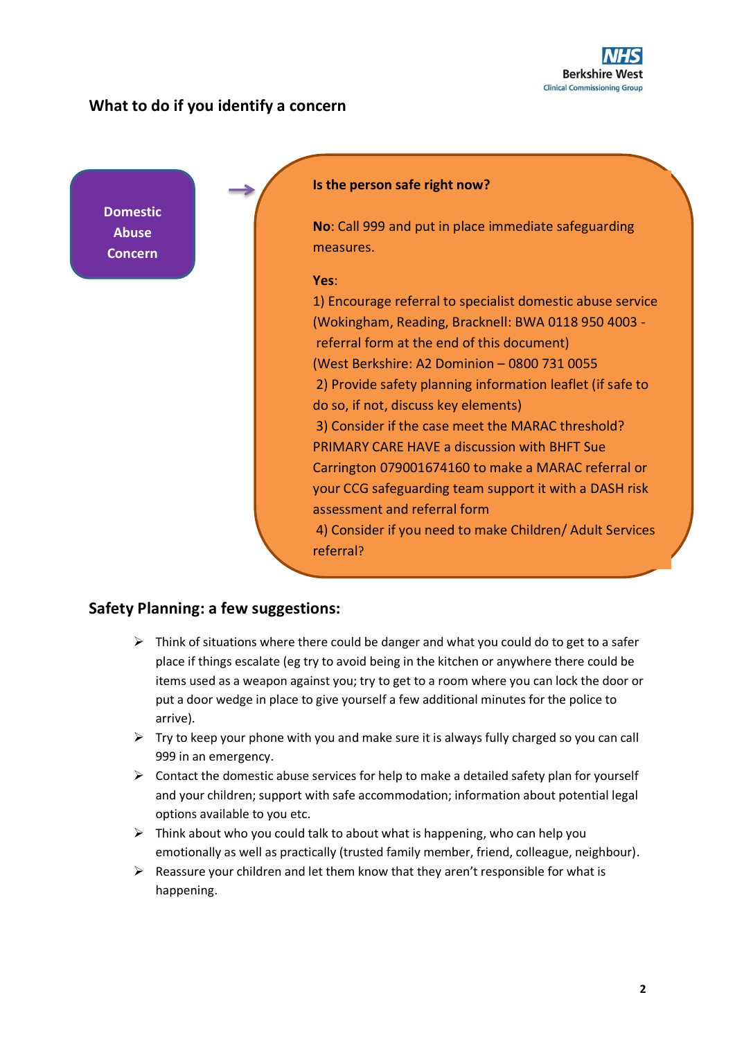## What to do if you identify a concern

**Domestic Abuse Concern** →

**Is the person safe right now?**

**No**: Call 999 and put in place immediate safeguarding measures.

**Yes**:

1) Encourage referral to specialist domestic abuse service (Wokingham, Reading, Bracknell: BWA 0118 950 4003 - referral form at the end of this document)
(West Berkshire: A2 Dominion – 0800 731 0055
2) Provide safety planning information leaflet (if safe to do so, if not, discuss key elements)
3) Consider if the case meet the MARAC threshold? PRIMARY CARE HAVE a discussion with BHFT Sue Carrington 079001674160 to make a MARAC referral or your CCG safeguarding team support it with a DASH risk assessment and referral form
4) Consider if you need to make Children/ Adult Services referral?

## Safety Planning: a few suggestions:

- Think of situations where there could be danger and what you could do to get to a safer place if things escalate (eg try to avoid being in the kitchen or anywhere there could be items used as a weapon against you; try to get to a room where you can lock the door or put a door wedge in place to give yourself a few additional minutes for the police to arrive).
- Try to keep your phone with you and make sure it is always fully charged so you can call 999 in an emergency.
- Contact the domestic abuse services for help to make a detailed safety plan for yourself and your children; support with safe accommodation; information about potential legal options available to you etc.
- Think about who you could talk to about what is happening, who can help you emotionally as well as practically (trusted family member, friend, colleague, neighbour).
- Reassure your children and let them know that they aren't responsible for what is happening.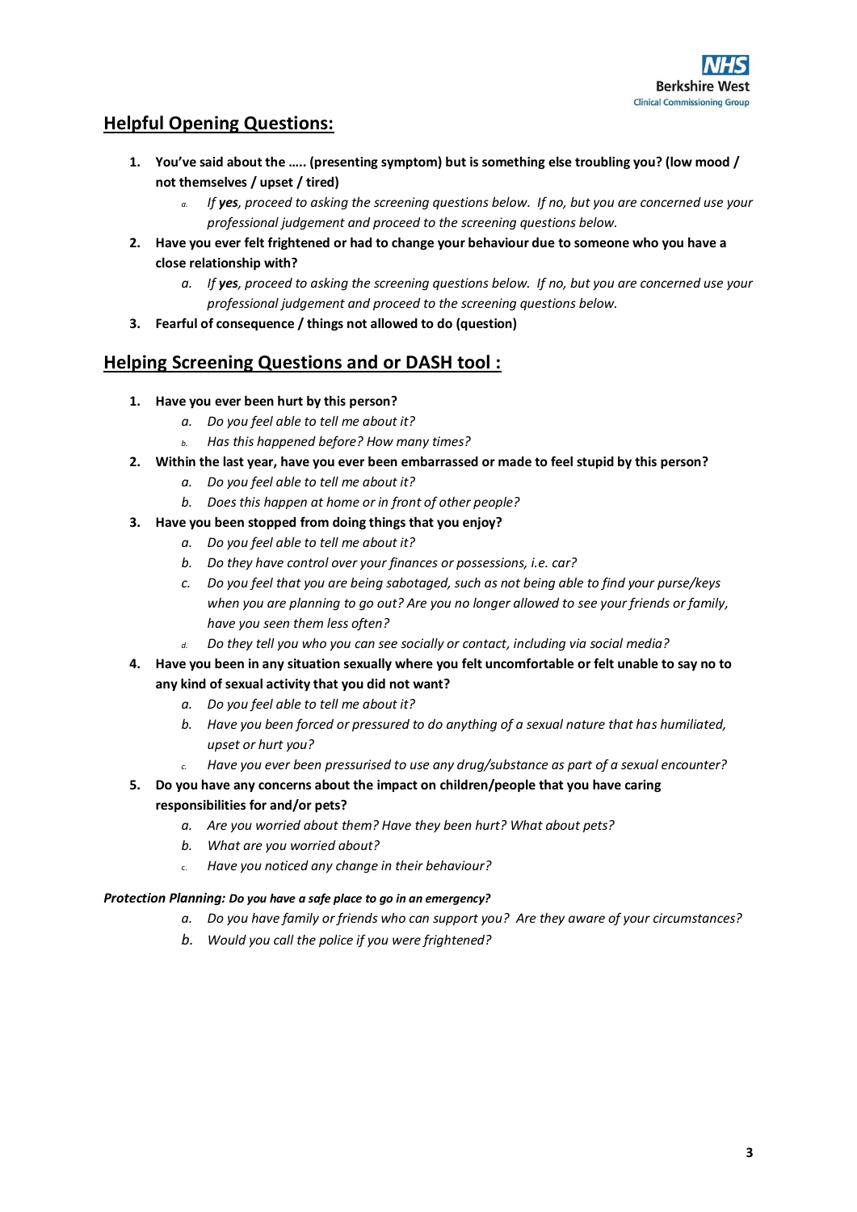## Helpful Opening Questions:

1. **You've said about the ….. (presenting symptom) but is something else troubling you? (low mood / not themselves / upset / tired)**
    a. *If **yes**, proceed to asking the screening questions below. If no, but you are concerned use your professional judgement and proceed to the screening questions below.*
2. **Have you ever felt frightened or had to change your behaviour due to someone who you have a close relationship with?**
    a. *If **yes**, proceed to asking the screening questions below. If no, but you are concerned use your professional judgement and proceed to the screening questions below.*
3. **Fearful of consequence / things not allowed to do (question)**

## Helping Screening Questions and or DASH tool :

1. **Have you ever been hurt by this person?**
    a. *Do you feel able to tell me about it?*
    b. *Has this happened before? How many times?*
2. **Within the last year, have you ever been embarrassed or made to feel stupid by this person?**
    a. *Do you feel able to tell me about it?*
    b. *Does this happen at home or in front of other people?*
3. **Have you been stopped from doing things that you enjoy?**
    a. *Do you feel able to tell me about it?*
    b. *Do they have control over your finances or possessions, i.e. car?*
    c. *Do you feel that you are being sabotaged, such as not being able to find your purse/keys when you are planning to go out? Are you no longer allowed to see your friends or family, have you seen them less often?*
    d. *Do they tell you who you can see socially or contact, including via social media?*
4. **Have you been in any situation sexually where you felt uncomfortable or felt unable to say no to any kind of sexual activity that you did not want?**
    a. *Do you feel able to tell me about it?*
    b. *Have you been forced or pressured to do anything of a sexual nature that has humiliated, upset or hurt you?*
    c. *Have you ever been pressurised to use any drug/substance as part of a sexual encounter?*
5. **Do you have any concerns about the impact on children/people that you have caring responsibilities for and/or pets?**
    a. *Are you worried about them? Have they been hurt? What about pets?*
    b. *What are you worried about?*
    c. *Have you noticed any change in their behaviour?*

***Protection Planning: Do you have a safe place to go in an emergency?***

a. *Do you have family or friends who can support you? Are they aware of your circumstances?*
b. *Would you call the police if you were frightened?*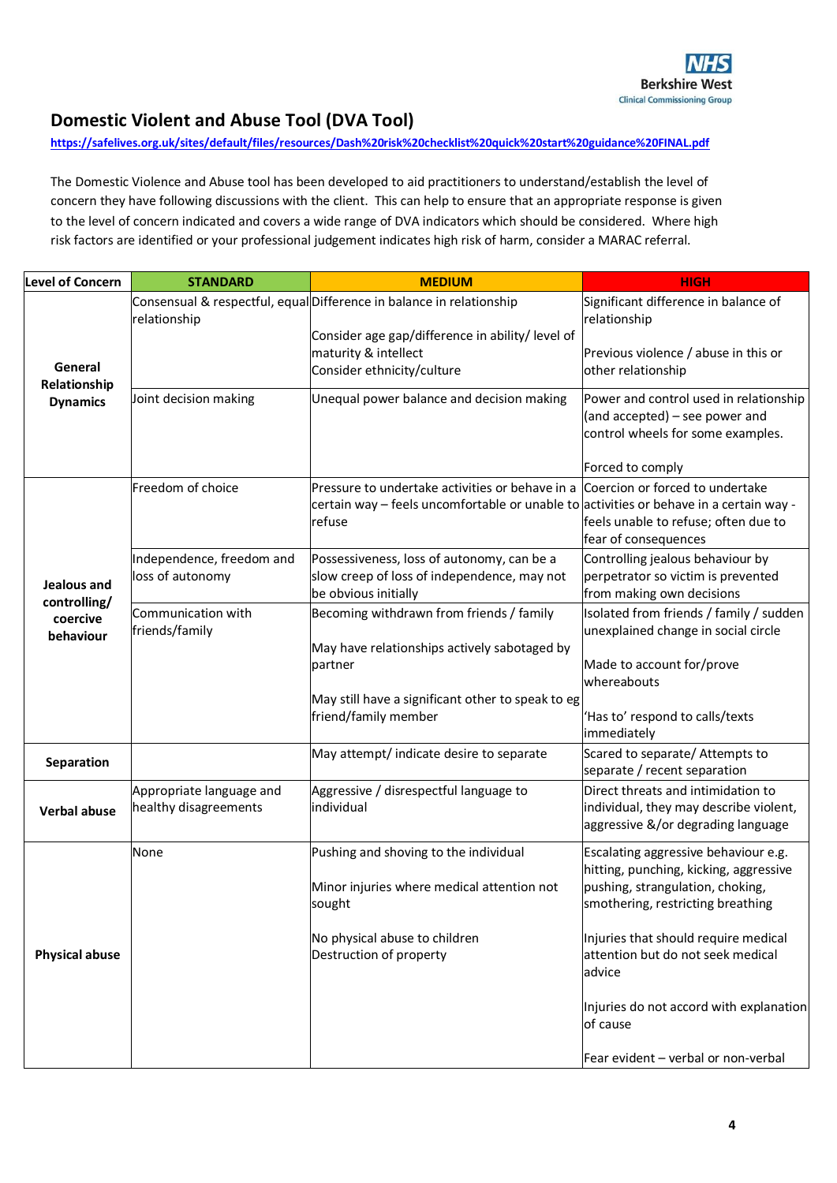## Domestic Violent and Abuse Tool (DVA Tool)

**https://safelives.org.uk/sites/default/files/resources/Dash%20risk%20checklist%20quick%20start%20guidance%20FINAL.pdf**

The Domestic Violence and Abuse tool has been developed to aid practitioners to understand/establish the level of concern they have following discussions with the client. This can help to ensure that an appropriate response is given to the level of concern indicated and covers a wide range of DVA indicators which should be considered. Where high risk factors are identified or your professional judgement indicates high risk of harm, consider a MARAC referral.

| Level of Concern | STANDARD | MEDIUM | HIGH |
|---|---|---|---|
| **General Relationship Dynamics** | Consensual & respectful, equal relationship | Difference in balance in relationship<br><br>Consider age gap/difference in ability/ level of maturity & intellect<br>Consider ethnicity/culture | Significant difference in balance of relationship<br><br>Previous violence / abuse in this or other relationship |
| | Joint decision making | Unequal power balance and decision making | Power and control used in relationship (and accepted) – see power and control wheels for some examples.<br><br>Forced to comply |
| **Jealous and controlling/ coercive behaviour** | Freedom of choice | Pressure to undertake activities or behave in a certain way – feels uncomfortable or unable to refuse | Coercion or forced to undertake activities or behave in a certain way - feels unable to refuse; often due to fear of consequences |
| | Independence, freedom and loss of autonomy | Possessiveness, loss of autonomy, can be a slow creep of loss of independence, may not be obvious initially | Controlling jealous behaviour by perpetrator so victim is prevented from making own decisions |
| | Communication with friends/family | Becoming withdrawn from friends / family<br><br>May have relationships actively sabotaged by partner<br><br>May still have a significant other to speak to eg friend/family member | Isolated from friends / family / sudden unexplained change in social circle<br><br>Made to account for/prove whereabouts<br><br>'Has to' respond to calls/texts immediately |
| **Separation** | | May attempt/ indicate desire to separate | Scared to separate/ Attempts to separate / recent separation |
| **Verbal abuse** | Appropriate language and healthy disagreements | Aggressive / disrespectful language to individual | Direct threats and intimidation to individual, they may describe violent, aggressive &/or degrading language |
| **Physical abuse** | None | Pushing and shoving to the individual<br><br>Minor injuries where medical attention not sought<br><br>No physical abuse to children<br>Destruction of property | Escalating aggressive behaviour e.g. hitting, punching, kicking, aggressive pushing, strangulation, choking, smothering, restricting breathing<br><br>Injuries that should require medical attention but do not seek medical advice<br><br>Injuries do not accord with explanation of cause<br><br>Fear evident – verbal or non-verbal |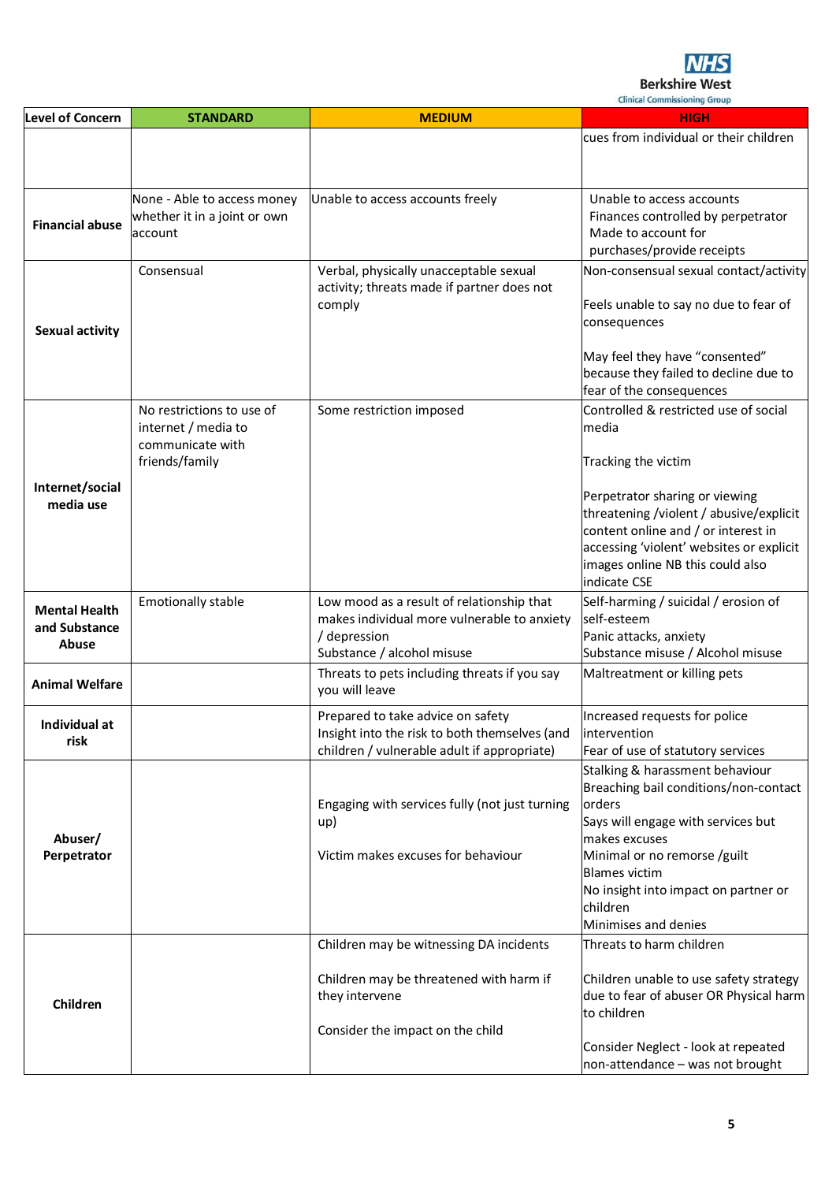| Level of Concern | STANDARD | MEDIUM | HIGH |
|---|---|---|---|
| | | | cues from individual or their children |
| **Financial abuse** | None - Able to access money whether it in a joint or own account | Unable to access accounts freely | Unable to access accounts<br>Finances controlled by perpetrator<br>Made to account for purchases/provide receipts |
| **Sexual activity** | Consensual | Verbal, physically unacceptable sexual activity; threats made if partner does not comply | Non-consensual sexual contact/activity<br><br>Feels unable to say no due to fear of consequences<br><br>May feel they have "consented" because they failed to decline due to fear of the consequences |
| **Internet/social media use** | No restrictions to use of internet / media to communicate with friends/family | Some restriction imposed | Controlled & restricted use of social media<br><br>Tracking the victim<br><br>Perpetrator sharing or viewing threatening /violent / abusive/explicit content online and / or interest in accessing 'violent' websites or explicit images online NB this could also indicate CSE |
| **Mental Health and Substance Abuse** | Emotionally stable | Low mood as a result of relationship that makes individual more vulnerable to anxiety / depression<br>Substance / alcohol misuse | Self-harming / suicidal / erosion of self-esteem<br>Panic attacks, anxiety<br>Substance misuse / Alcohol misuse |
| **Animal Welfare** | | Threats to pets including threats if you say you will leave | Maltreatment or killing pets |
| **Individual at risk** | | Prepared to take advice on safety<br>Insight into the risk to both themselves (and children / vulnerable adult if appropriate) | Increased requests for police intervention<br>Fear of use of statutory services |
| **Abuser/ Perpetrator** | | Engaging with services fully (not just turning up)<br><br>Victim makes excuses for behaviour | Stalking & harassment behaviour<br>Breaching bail conditions/non-contact orders<br>Says will engage with services but makes excuses<br>Minimal or no remorse /guilt<br>Blames victim<br>No insight into impact on partner or children<br>Minimises and denies |
| **Children** | | Children may be witnessing DA incidents<br><br>Children may be threatened with harm if they intervene<br><br>Consider the impact on the child | Threats to harm children<br><br>Children unable to use safety strategy due to fear of abuser OR Physical harm to children<br><br>Consider Neglect - look at repeated non-attendance – was not brought |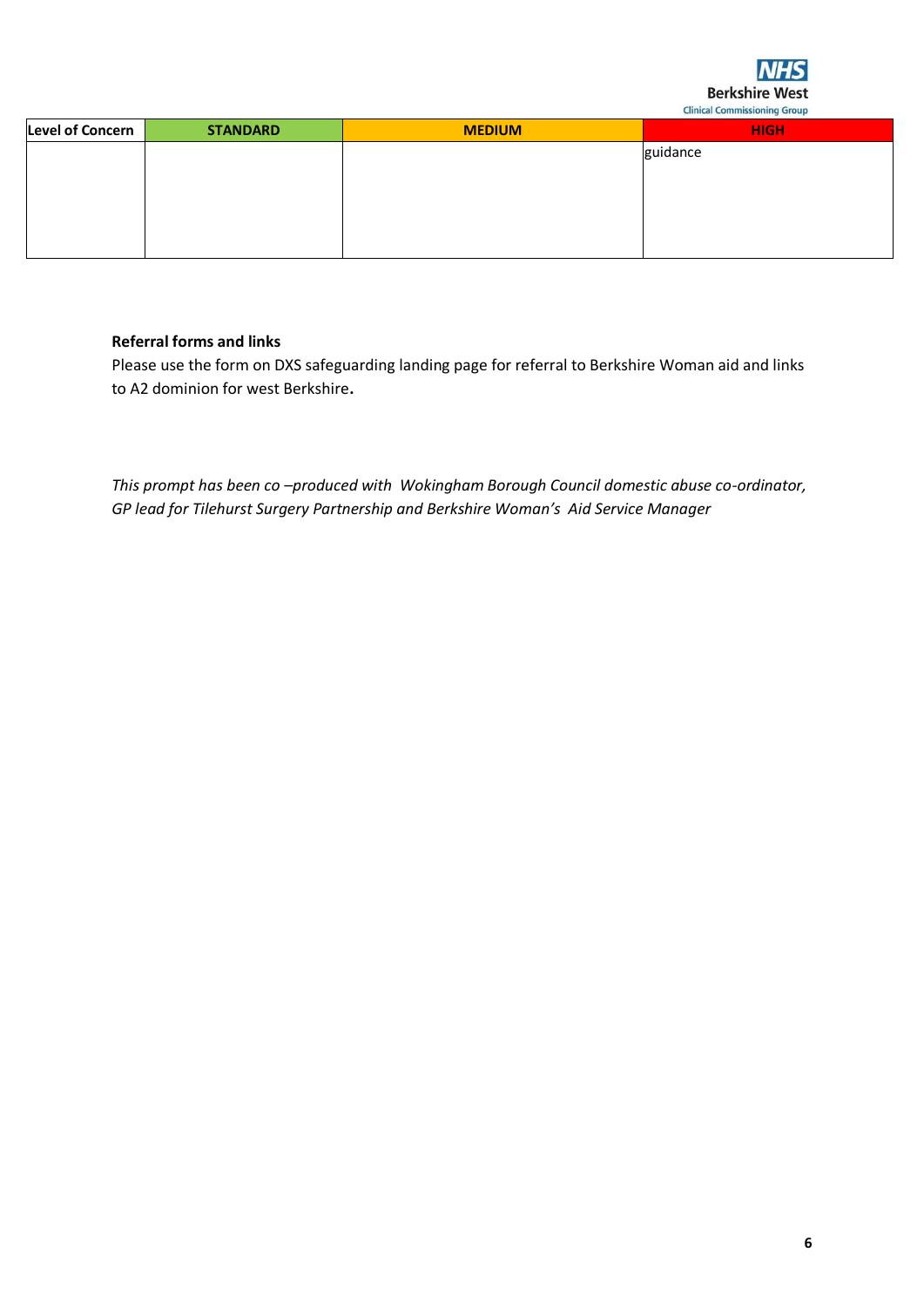| Level of Concern | STANDARD | MEDIUM | HIGH |
|---|---|---|---|
| | | | guidance |

**Referral forms and links**

Please use the form on DXS safeguarding landing page for referral to Berkshire Woman aid and links to A2 dominion for west Berkshire.

*This prompt has been co –produced with Wokingham Borough Council domestic abuse co-ordinator, GP lead for Tilehurst Surgery Partnership and Berkshire Woman's Aid Service Manager*